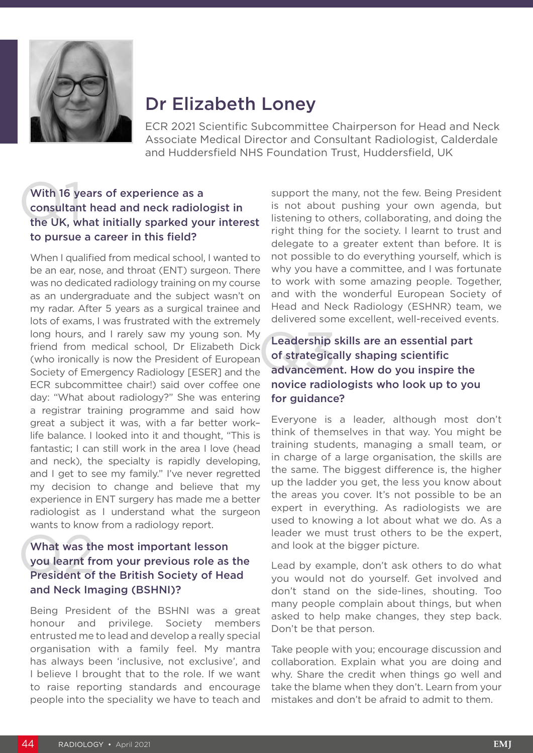# Dr Elizabeth Loney

ECR 2021 Scientific Subcommittee Chairperson for Head and Neck
Associate Medical Director and Consultant Radiologist, Calderdale and Huddersfield NHS Foundation Trust, Huddersfield, UK

### Q1 With 16 years of experience as a consultant head and neck radiologist in the UK, what initially sparked your interest to pursue a career in this field?

When I qualified from medical school, I wanted to be an ear, nose, and throat (ENT) surgeon. There was no dedicated radiology training on my course as an undergraduate and the subject wasn't on my radar. After 5 years as a surgical trainee and lots of exams, I was frustrated with the extremely long hours, and I rarely saw my young son. My friend from medical school, Dr Elizabeth Dick (who ironically is now the President of European Society of Emergency Radiology [ESER] and the ECR subcommittee chair!) said over coffee one day: "What about radiology?" She was entering a registrar training programme and said how great a subject it was, with a far better work–life balance. I looked into it and thought, "This is fantastic; I can still work in the area I love (head and neck), the specialty is rapidly developing, and I get to see my family." I've never regretted my decision to change and believe that my experience in ENT surgery has made me a better radiologist as I understand what the surgeon wants to know from a radiology report.

### Q2 What was the most important lesson you learnt from your previous role as the President of the British Society of Head and Neck Imaging (BSHNI)?

Being President of the BSHNI was a great honour and privilege. Society members entrusted me to lead and develop a really special organisation with a family feel. My mantra has always been 'inclusive, not exclusive', and I believe I brought that to the role. If we want to raise reporting standards and encourage people into the speciality we have to teach and support the many, not the few. Being President is not about pushing your own agenda, but listening to others, collaborating, and doing the right thing for the society. I learnt to trust and delegate to a greater extent than before. It is not possible to do everything yourself, which is why you have a committee, and I was fortunate to work with some amazing people. Together, and with the wonderful European Society of Head and Neck Radiology (ESHNR) team, we delivered some excellent, well-received events.

### Q3 Leadership skills are an essential part of strategically shaping scientific advancement. How do you inspire the novice radiologists who look up to you for guidance?

Everyone is a leader, although most don't think of themselves in that way. You might be training students, managing a small team, or in charge of a large organisation, the skills are the same. The biggest difference is, the higher up the ladder you get, the less you know about the areas you cover. It's not possible to be an expert in everything. As radiologists we are used to knowing a lot about what we do. As a leader we must trust others to be the expert, and look at the bigger picture.

Lead by example, don't ask others to do what you would not do yourself. Get involved and don't stand on the side-lines, shouting. Too many people complain about things, but when asked to help make changes, they step back. Don't be that person.

Take people with you; encourage discussion and collaboration. Explain what you are doing and why. Share the credit when things go well and take the blame when they don't. Learn from your mistakes and don't be afraid to admit to them.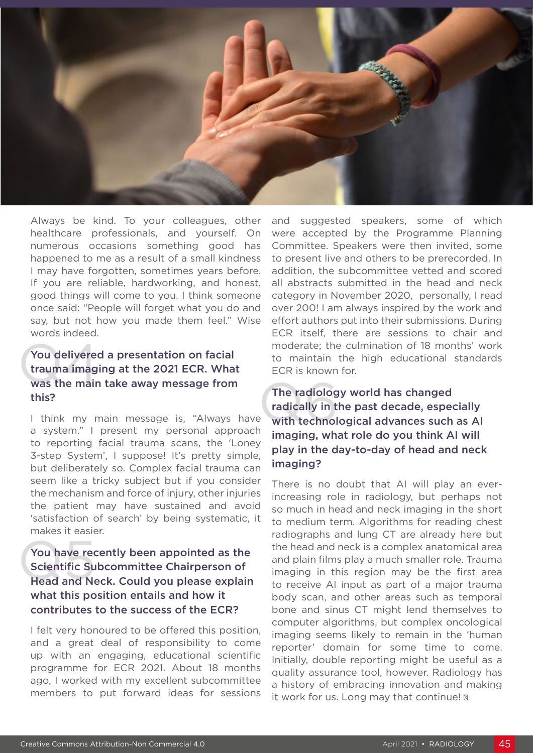Always be kind. To your colleagues, other healthcare professionals, and yourself. On numerous occasions something good has happened to me as a result of a small kindness I may have forgotten, sometimes years before. If you are reliable, hardworking, and honest, good things will come to you. I think someone once said: "People will forget what you do and say, but not how you made them feel." Wise words indeed.

## Q4 You delivered a presentation on facial trauma imaging at the 2021 ECR. What was the main take away message from this?

I think my main message is, "Always have a system." I present my personal approach to reporting facial trauma scans, the 'Loney 3-step System', I suppose! It's pretty simple, but deliberately so. Complex facial trauma can seem like a tricky subject but if you consider the mechanism and force of injury, other injuries the patient may have sustained and avoid 'satisfaction of search' by being systematic, it makes it easier.

## Q5 You have recently been appointed as the Scientific Subcommittee Chairperson of Head and Neck. Could you please explain what this position entails and how it contributes to the success of the ECR?

I felt very honoured to be offered this position, and a great deal of responsibility to come up with an engaging, educational scientific programme for ECR 2021. About 18 months ago, I worked with my excellent subcommittee members to put forward ideas for sessions and suggested speakers, some of which were accepted by the Programme Planning Committee. Speakers were then invited, some to present live and others to be prerecorded. In addition, the subcommittee vetted and scored all abstracts submitted in the head and neck category in November 2020, personally, I read over 200! I am always inspired by the work and effort authors put into their submissions. During ECR itself, there are sessions to chair and moderate; the culmination of 18 months' work to maintain the high educational standards ECR is known for.

## Q6 The radiology world has changed radically in the past decade, especially with technological advances such as AI imaging, what role do you think AI will play in the day-to-day of head and neck imaging?

There is no doubt that AI will play an ever-increasing role in radiology, but perhaps not so much in head and neck imaging in the short to medium term. Algorithms for reading chest radiographs and lung CT are already here but the head and neck is a complex anatomical area and plain films play a much smaller role. Trauma imaging in this region may be the first area to receive AI input as part of a major trauma body scan, and other areas such as temporal bone and sinus CT might lend themselves to computer algorithms, but complex oncological imaging seems likely to remain in the 'human reporter' domain for some time to come. Initially, double reporting might be useful as a quality assurance tool, however. Radiology has a history of embracing innovation and making it work for us. Long may that continue!